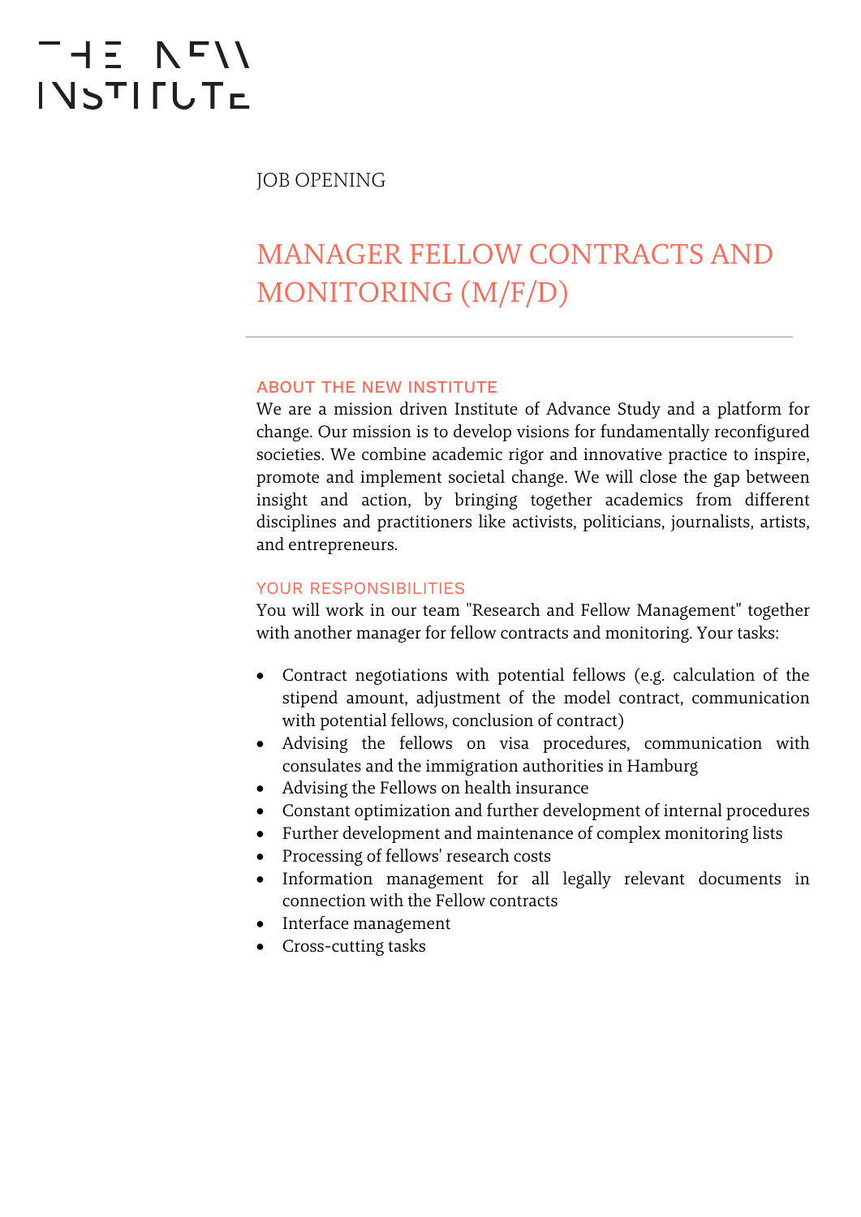THE NEW INSTITUTE

JOB OPENING

# MANAGER FELLOW CONTRACTS AND MONITORING (M/F/D)

---

## ABOUT THE NEW INSTITUTE

We are a mission driven Institute of Advance Study and a platform for change. Our mission is to develop visions for fundamentally reconfigured societies. We combine academic rigor and innovative practice to inspire, promote and implement societal change. We will close the gap between insight and action, by bringing together academics from different disciplines and practitioners like activists, politicians, journalists, artists, and entrepreneurs.

## YOUR RESPONSIBILITIES

You will work in our team "Research and Fellow Management" together with another manager for fellow contracts and monitoring. Your tasks:

- Contract negotiations with potential fellows (e.g. calculation of the stipend amount, adjustment of the model contract, communication with potential fellows, conclusion of contract)
- Advising the fellows on visa procedures, communication with consulates and the immigration authorities in Hamburg
- Advising the Fellows on health insurance
- Constant optimization and further development of internal procedures
- Further development and maintenance of complex monitoring lists
- Processing of fellows' research costs
- Information management for all legally relevant documents in connection with the Fellow contracts
- Interface management
- Cross-cutting tasks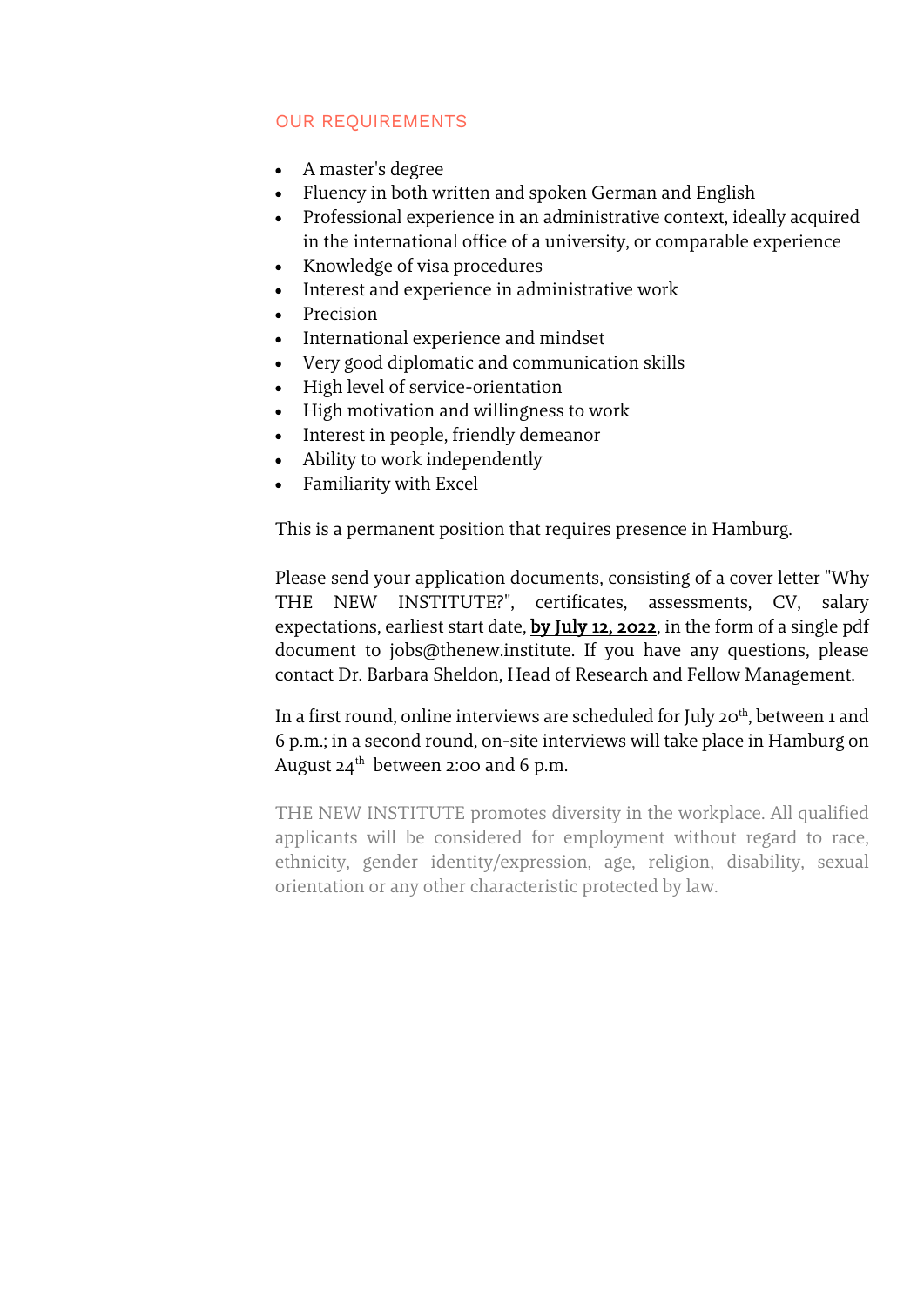## OUR REQUIREMENTS

- A master's degree
- Fluency in both written and spoken German and English
- Professional experience in an administrative context, ideally acquired in the international office of a university, or comparable experience
- Knowledge of visa procedures
- Interest and experience in administrative work
- Precision
- International experience and mindset
- Very good diplomatic and communication skills
- High level of service-orientation
- High motivation and willingness to work
- Interest in people, friendly demeanor
- Ability to work independently
- Familiarity with Excel

This is a permanent position that requires presence in Hamburg.

Please send your application documents, consisting of a cover letter "Why THE NEW INSTITUTE?", certificates, assessments, CV, salary expectations, earliest start date, **by July 12, 2022**, in the form of a single pdf document to jobs@thenew.institute. If you have any questions, please contact Dr. Barbara Sheldon, Head of Research and Fellow Management.

In a first round, online interviews are scheduled for July 20th, between 1 and 6 p.m.; in a second round, on-site interviews will take place in Hamburg on August 24th between 2:00 and 6 p.m.

THE NEW INSTITUTE promotes diversity in the workplace. All qualified applicants will be considered for employment without regard to race, ethnicity, gender identity/expression, age, religion, disability, sexual orientation or any other characteristic protected by law.